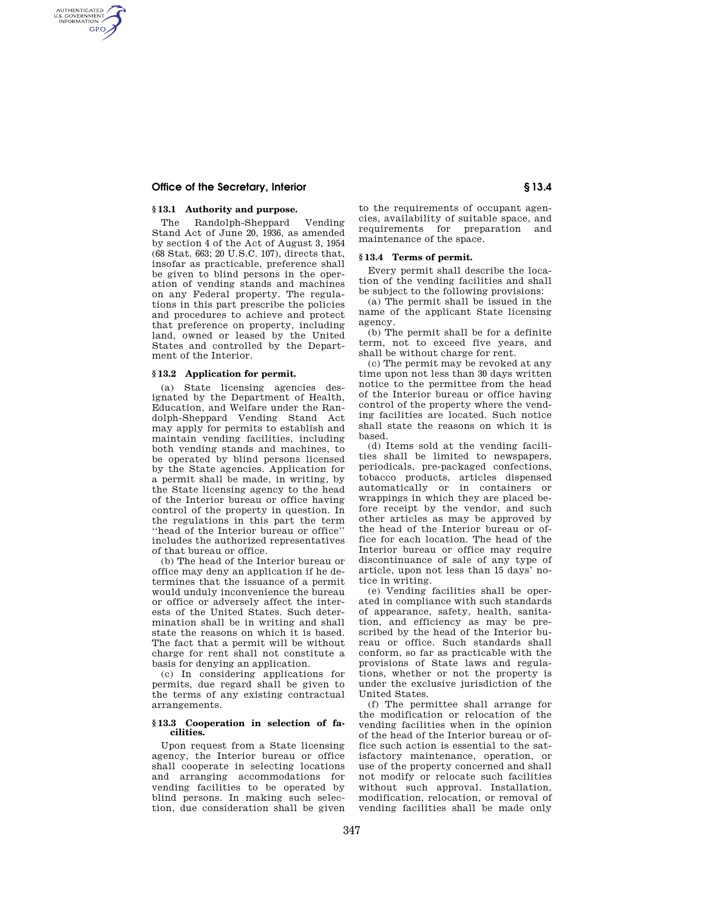### § 13.1 Authority and purpose.

The Randolph-Sheppard Vending Stand Act of June 20, 1936, as amended by section 4 of the Act of August 3, 1954 (68 Stat. 663; 20 U.S.C. 107), directs that, insofar as practicable, preference shall be given to blind persons in the operation of vending stands and machines on any Federal property. The regulations in this part prescribe the policies and procedures to achieve and protect that preference on property, including land, owned or leased by the United States and controlled by the Department of the Interior.

### § 13.2 Application for permit.

(a) State licensing agencies designated by the Department of Health, Education, and Welfare under the Randolph-Sheppard Vending Stand Act may apply for permits to establish and maintain vending facilities, including both vending stands and machines, to be operated by blind persons licensed by the State agencies. Application for a permit shall be made, in writing, by the State licensing agency to the head of the Interior bureau or office having control of the property in question. In the regulations in this part the term ''head of the Interior bureau or office'' includes the authorized representatives of that bureau or office.

(b) The head of the Interior bureau or office may deny an application if he determines that the issuance of a permit would unduly inconvenience the bureau or office or adversely affect the interests of the United States. Such determination shall be in writing and shall state the reasons on which it is based. The fact that a permit will be without charge for rent shall not constitute a basis for denying an application.

(c) In considering applications for permits, due regard shall be given to the terms of any existing contractual arrangements.

### § 13.3 Cooperation in selection of facilities.

Upon request from a State licensing agency, the Interior bureau or office shall cooperate in selecting locations and arranging accommodations for vending facilities to be operated by blind persons. In making such selection, due consideration shall be given to the requirements of occupant agencies, availability of suitable space, and requirements for preparation and maintenance of the space.

### § 13.4 Terms of permit.

Every permit shall describe the location of the vending facilities and shall be subject to the following provisions:

(a) The permit shall be issued in the name of the applicant State licensing agency.

(b) The permit shall be for a definite term, not to exceed five years, and shall be without charge for rent.

(c) The permit may be revoked at any time upon not less than 30 days written notice to the permittee from the head of the Interior bureau or office having control of the property where the vending facilities are located. Such notice shall state the reasons on which it is based.

(d) Items sold at the vending facilities shall be limited to newspapers, periodicals, pre-packaged confections, tobacco products, articles dispensed automatically or in containers or wrappings in which they are placed before receipt by the vendor, and such other articles as may be approved by the head of the Interior bureau or office for each location. The head of the Interior bureau or office may require discontinuance of sale of any type of article, upon not less than 15 days' notice in writing.

(e) Vending facilities shall be operated in compliance with such standards of appearance, safety, health, sanitation, and efficiency as may be prescribed by the head of the Interior bureau or office. Such standards shall conform, so far as practicable with the provisions of State laws and regulations, whether or not the property is under the exclusive jurisdiction of the United States.

(f) The permittee shall arrange for the modification or relocation of the vending facilities when in the opinion of the head of the Interior bureau or office such action is essential to the satisfactory maintenance, operation, or use of the property concerned and shall not modify or relocate such facilities without such approval. Installation, modification, relocation, or removal of vending facilities shall be made only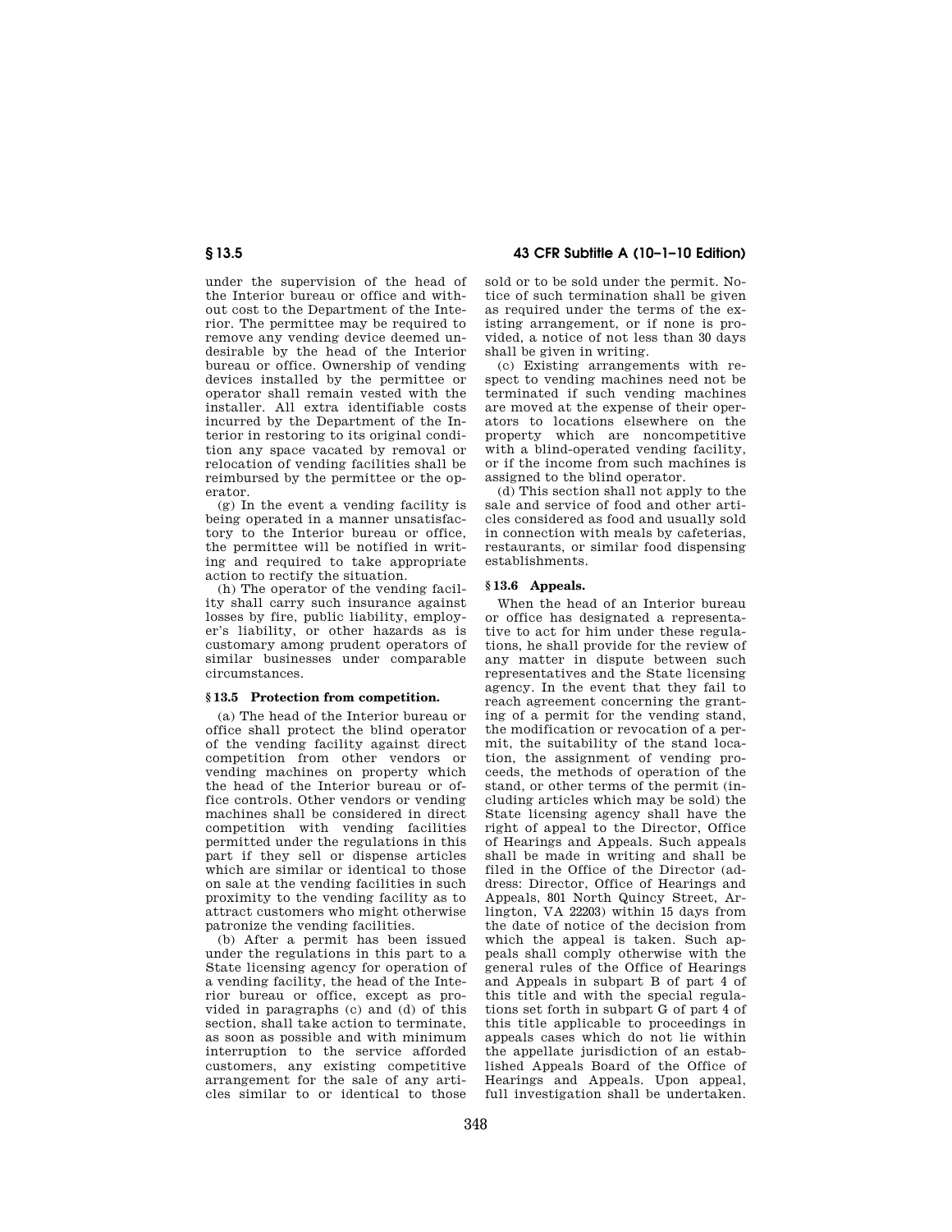under the supervision of the head of the Interior bureau or office and without cost to the Department of the Interior. The permittee may be required to remove any vending device deemed undesirable by the head of the Interior bureau or office. Ownership of vending devices installed by the permittee or operator shall remain vested with the installer. All extra identifiable costs incurred by the Department of the Interior in restoring to its original condition any space vacated by removal or relocation of vending facilities shall be reimbursed by the permittee or the operator.

(g) In the event a vending facility is being operated in a manner unsatisfactory to the Interior bureau or office, the permittee will be notified in writing and required to take appropriate action to rectify the situation.

(h) The operator of the vending facility shall carry such insurance against losses by fire, public liability, employer's liability, or other hazards as is customary among prudent operators of similar businesses under comparable circumstances.

### § 13.5 Protection from competition.

(a) The head of the Interior bureau or office shall protect the blind operator of the vending facility against direct competition from other vendors or vending machines on property which the head of the Interior bureau or office controls. Other vendors or vending machines shall be considered in direct competition with vending facilities permitted under the regulations in this part if they sell or dispense articles which are similar or identical to those on sale at the vending facilities in such proximity to the vending facility as to attract customers who might otherwise patronize the vending facilities.

(b) After a permit has been issued under the regulations in this part to a State licensing agency for operation of a vending facility, the head of the Interior bureau or office, except as provided in paragraphs (c) and (d) of this section, shall take action to terminate, as soon as possible and with minimum interruption to the service afforded customers, any existing competitive arrangement for the sale of any articles similar to or identical to those sold or to be sold under the permit. Notice of such termination shall be given as required under the terms of the existing arrangement, or if none is provided, a notice of not less than 30 days shall be given in writing.

(c) Existing arrangements with respect to vending machines need not be terminated if such vending machines are moved at the expense of their operators to locations elsewhere on the property which are noncompetitive with a blind-operated vending facility, or if the income from such machines is assigned to the blind operator.

(d) This section shall not apply to the sale and service of food and other articles considered as food and usually sold in connection with meals by cafeterias, restaurants, or similar food dispensing establishments.

### § 13.6 Appeals.

When the head of an Interior bureau or office has designated a representative to act for him under these regulations, he shall provide for the review of any matter in dispute between such representatives and the State licensing agency. In the event that they fail to reach agreement concerning the granting of a permit for the vending stand, the modification or revocation of a permit, the suitability of the stand location, the assignment of vending proceeds, the methods of operation of the stand, or other terms of the permit (including articles which may be sold) the State licensing agency shall have the right of appeal to the Director, Office of Hearings and Appeals. Such appeals shall be made in writing and shall be filed in the Office of the Director (address: Director, Office of Hearings and Appeals, 801 North Quincy Street, Arlington, VA 22203) within 15 days from the date of notice of the decision from which the appeal is taken. Such appeals shall comply otherwise with the general rules of the Office of Hearings and Appeals in subpart B of part 4 of this title and with the special regulations set forth in subpart G of part 4 of this title applicable to proceedings in appeals cases which do not lie within the appellate jurisdiction of an established Appeals Board of the Office of Hearings and Appeals. Upon appeal, full investigation shall be undertaken.